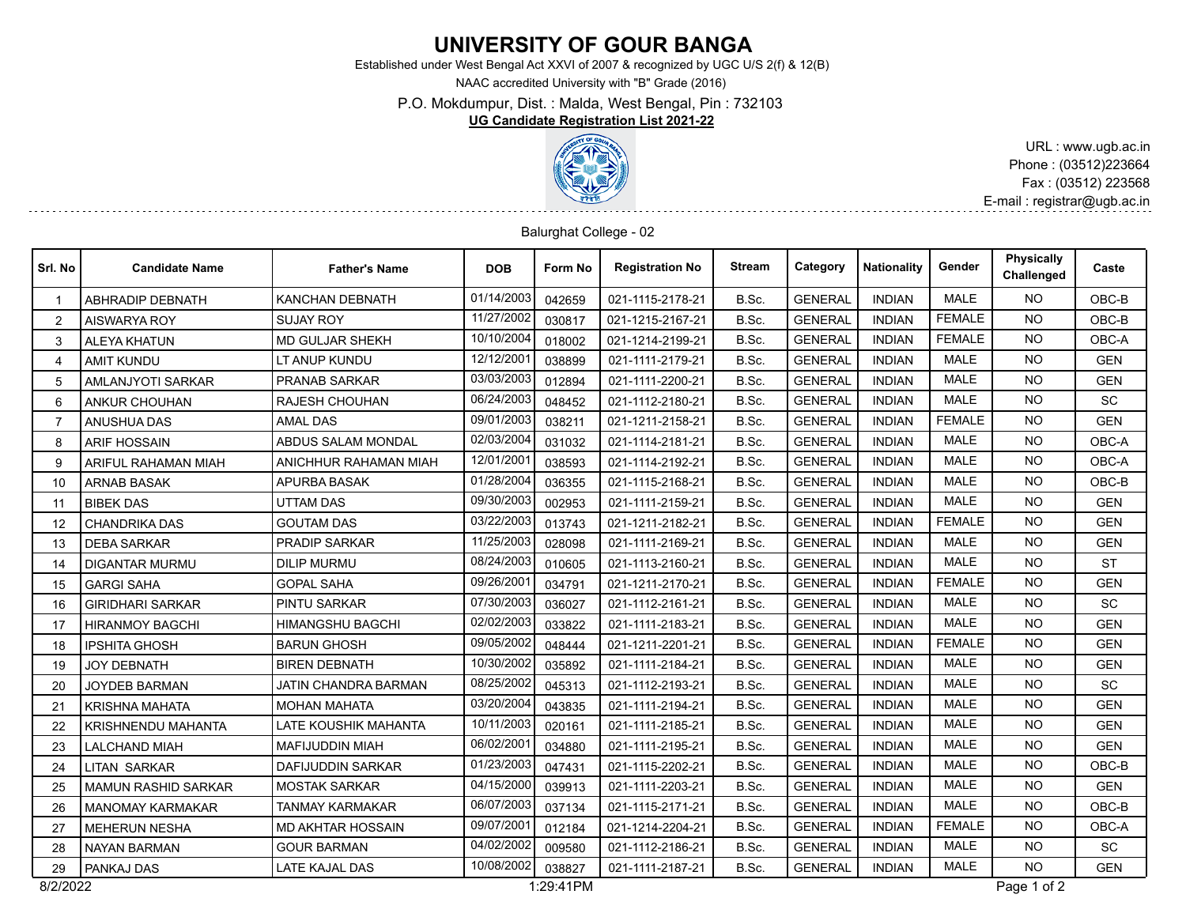# UNIVERSITY OF GOUR BANGA

Established under West Bengal Act XXVI of 2007 & recognized by UGC U/S 2(f) & 12(B)

NAAC accredited University with "B" Grade (2016)

P.O. Mokdumpur, Dist. : Malda, West Bengal, Pin : 732103

**UG Candidate Registration List 2021-22**

URL : www.ugb.ac.in
Phone : (03512)223664
Fax : (03512) 223568
E-mail : registrar@ugb.ac.in

Balurghat College - 02

| Srl. No | Candidate Name | Father's Name | DOB | Form No | Registration No | Stream | Category | Nationality | Gender | Physically Challenged | Caste |
|---|---|---|---|---|---|---|---|---|---|---|---|
| 1 | ABHRADIP DEBNATH | KANCHAN DEBNATH | 01/14/2003 | 042659 | 021-1115-2178-21 | B.Sc. | GENERAL | INDIAN | MALE | NO | OBC-B |
| 2 | AISWARYA ROY | SUJAY ROY | 11/27/2002 | 030817 | 021-1215-2167-21 | B.Sc. | GENERAL | INDIAN | FEMALE | NO | OBC-B |
| 3 | ALEYA KHATUN | MD GULJAR SHEKH | 10/10/2004 | 018002 | 021-1214-2199-21 | B.Sc. | GENERAL | INDIAN | FEMALE | NO | OBC-A |
| 4 | AMIT KUNDU | LT ANUP KUNDU | 12/12/2001 | 038899 | 021-1111-2179-21 | B.Sc. | GENERAL | INDIAN | MALE | NO | GEN |
| 5 | AMLANJYOTI SARKAR | PRANAB SARKAR | 03/03/2003 | 012894 | 021-1111-2200-21 | B.Sc. | GENERAL | INDIAN | MALE | NO | GEN |
| 6 | ANKUR CHOUHAN | RAJESH CHOUHAN | 06/24/2003 | 048452 | 021-1112-2180-21 | B.Sc. | GENERAL | INDIAN | MALE | NO | SC |
| 7 | ANUSHUA DAS | AMAL DAS | 09/01/2003 | 038211 | 021-1211-2158-21 | B.Sc. | GENERAL | INDIAN | FEMALE | NO | GEN |
| 8 | ARIF HOSSAIN | ABDUS SALAM MONDAL | 02/03/2004 | 031032 | 021-1114-2181-21 | B.Sc. | GENERAL | INDIAN | MALE | NO | OBC-A |
| 9 | ARIFUL RAHAMAN MIAH | ANICHHUR RAHAMAN MIAH | 12/01/2001 | 038593 | 021-1114-2192-21 | B.Sc. | GENERAL | INDIAN | MALE | NO | OBC-A |
| 10 | ARNAB BASAK | APURBA BASAK | 01/28/2004 | 036355 | 021-1115-2168-21 | B.Sc. | GENERAL | INDIAN | MALE | NO | OBC-B |
| 11 | BIBEK DAS | UTTAM DAS | 09/30/2003 | 002953 | 021-1111-2159-21 | B.Sc. | GENERAL | INDIAN | MALE | NO | GEN |
| 12 | CHANDRIKA DAS | GOUTAM DAS | 03/22/2003 | 013743 | 021-1211-2182-21 | B.Sc. | GENERAL | INDIAN | FEMALE | NO | GEN |
| 13 | DEBA SARKAR | PRADIP SARKAR | 11/25/2003 | 028098 | 021-1111-2169-21 | B.Sc. | GENERAL | INDIAN | MALE | NO | GEN |
| 14 | DIGANTAR MURMU | DILIP MURMU | 08/24/2003 | 010605 | 021-1113-2160-21 | B.Sc. | GENERAL | INDIAN | MALE | NO | ST |
| 15 | GARGI SAHA | GOPAL SAHA | 09/26/2001 | 034791 | 021-1211-2170-21 | B.Sc. | GENERAL | INDIAN | FEMALE | NO | GEN |
| 16 | GIRIDHARI SARKAR | PINTU SARKAR | 07/30/2003 | 036027 | 021-1112-2161-21 | B.Sc. | GENERAL | INDIAN | MALE | NO | SC |
| 17 | HIRANMOY BAGCHI | HIMANGSHU BAGCHI | 02/02/2003 | 033822 | 021-1111-2183-21 | B.Sc. | GENERAL | INDIAN | MALE | NO | GEN |
| 18 | IPSHITA GHOSH | BARUN GHOSH | 09/05/2002 | 048444 | 021-1211-2201-21 | B.Sc. | GENERAL | INDIAN | FEMALE | NO | GEN |
| 19 | JOY DEBNATH | BIREN DEBNATH | 10/30/2002 | 035892 | 021-1111-2184-21 | B.Sc. | GENERAL | INDIAN | MALE | NO | GEN |
| 20 | JOYDEB BARMAN | JATIN CHANDRA BARMAN | 08/25/2002 | 045313 | 021-1112-2193-21 | B.Sc. | GENERAL | INDIAN | MALE | NO | SC |
| 21 | KRISHNA MAHATA | MOHAN MAHATA | 03/20/2004 | 043835 | 021-1111-2194-21 | B.Sc. | GENERAL | INDIAN | MALE | NO | GEN |
| 22 | KRISHNENDU MAHANTA | LATE KOUSHIK MAHANTA | 10/11/2003 | 020161 | 021-1111-2185-21 | B.Sc. | GENERAL | INDIAN | MALE | NO | GEN |
| 23 | LALCHAND MIAH | MAFIJUDDIN MIAH | 06/02/2001 | 034880 | 021-1111-2195-21 | B.Sc. | GENERAL | INDIAN | MALE | NO | GEN |
| 24 | LITAN SARKAR | DAFIJUDDIN SARKAR | 01/23/2003 | 047431 | 021-1115-2202-21 | B.Sc. | GENERAL | INDIAN | MALE | NO | OBC-B |
| 25 | MAMUN RASHID SARKAR | MOSTAK SARKAR | 04/15/2000 | 039913 | 021-1111-2203-21 | B.Sc. | GENERAL | INDIAN | MALE | NO | GEN |
| 26 | MANOMAY KARMAKAR | TANMAY KARMAKAR | 06/07/2003 | 037134 | 021-1115-2171-21 | B.Sc. | GENERAL | INDIAN | MALE | NO | OBC-B |
| 27 | MEHERUN NESHA | MD AKHTAR HOSSAIN | 09/07/2001 | 012184 | 021-1214-2204-21 | B.Sc. | GENERAL | INDIAN | FEMALE | NO | OBC-A |
| 28 | NAYAN BARMAN | GOUR BARMAN | 04/02/2002 | 009580 | 021-1112-2186-21 | B.Sc. | GENERAL | INDIAN | MALE | NO | SC |
| 29 | PANKAJ DAS | LATE KAJAL DAS | 10/08/2002 | 038827 | 021-1111-2187-21 | B.Sc. | GENERAL | INDIAN | MALE | NO | GEN |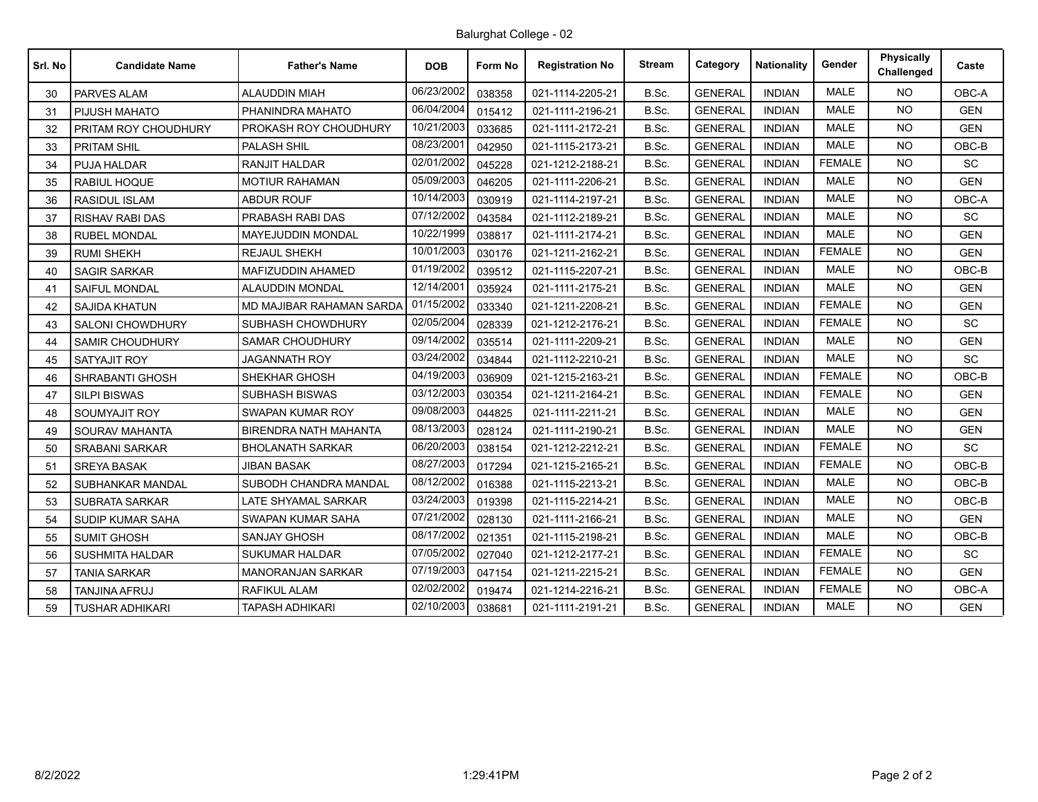Balurghat College - 02

| Srl. No | Candidate Name | Father's Name | DOB | Form No | Registration No | Stream | Category | Nationality | Gender | Physically Challenged | Caste |
|---|---|---|---|---|---|---|---|---|---|---|---|
| 30 | PARVES ALAM | ALAUDDIN MIAH | 06/23/2002 | 038358 | 021-1114-2205-21 | B.Sc. | GENERAL | INDIAN | MALE | NO | OBC-A |
| 31 | PIJUSH MAHATO | PHANINDRA MAHATO | 06/04/2004 | 015412 | 021-1111-2196-21 | B.Sc. | GENERAL | INDIAN | MALE | NO | GEN |
| 32 | PRITAM ROY CHOUDHURY | PROKASH ROY CHOUDHURY | 10/21/2003 | 033685 | 021-1111-2172-21 | B.Sc. | GENERAL | INDIAN | MALE | NO | GEN |
| 33 | PRITAM SHIL | PALASH SHIL | 08/23/2001 | 042950 | 021-1115-2173-21 | B.Sc. | GENERAL | INDIAN | MALE | NO | OBC-B |
| 34 | PUJA HALDAR | RANJIT HALDAR | 02/01/2002 | 045228 | 021-1212-2188-21 | B.Sc. | GENERAL | INDIAN | FEMALE | NO | SC |
| 35 | RABIUL HOQUE | MOTIUR RAHAMAN | 05/09/2003 | 046205 | 021-1111-2206-21 | B.Sc. | GENERAL | INDIAN | MALE | NO | GEN |
| 36 | RASIDUL ISLAM | ABDUR ROUF | 10/14/2003 | 030919 | 021-1114-2197-21 | B.Sc. | GENERAL | INDIAN | MALE | NO | OBC-A |
| 37 | RISHAV RABI DAS | PRABASH RABI DAS | 07/12/2002 | 043584 | 021-1112-2189-21 | B.Sc. | GENERAL | INDIAN | MALE | NO | SC |
| 38 | RUBEL MONDAL | MAYEJUDDIN MONDAL | 10/22/1999 | 038817 | 021-1111-2174-21 | B.Sc. | GENERAL | INDIAN | MALE | NO | GEN |
| 39 | RUMI SHEKH | REJAUL SHEKH | 10/01/2003 | 030176 | 021-1211-2162-21 | B.Sc. | GENERAL | INDIAN | FEMALE | NO | GEN |
| 40 | SAGIR SARKAR | MAFIZUDDIN AHAMED | 01/19/2002 | 039512 | 021-1115-2207-21 | B.Sc. | GENERAL | INDIAN | MALE | NO | OBC-B |
| 41 | SAIFUL MONDAL | ALAUDDIN MONDAL | 12/14/2001 | 035924 | 021-1111-2175-21 | B.Sc. | GENERAL | INDIAN | MALE | NO | GEN |
| 42 | SAJIDA KHATUN | MD MAJIBAR RAHAMAN SARDA | 01/15/2002 | 033340 | 021-1211-2208-21 | B.Sc. | GENERAL | INDIAN | FEMALE | NO | GEN |
| 43 | SALONI CHOWDHURY | SUBHASH CHOWDHURY | 02/05/2004 | 028339 | 021-1212-2176-21 | B.Sc. | GENERAL | INDIAN | FEMALE | NO | SC |
| 44 | SAMIR CHOUDHURY | SAMAR CHOUDHURY | 09/14/2002 | 035514 | 021-1111-2209-21 | B.Sc. | GENERAL | INDIAN | MALE | NO | GEN |
| 45 | SATYAJIT ROY | JAGANNATH ROY | 03/24/2002 | 034844 | 021-1112-2210-21 | B.Sc. | GENERAL | INDIAN | MALE | NO | SC |
| 46 | SHRABANTI GHOSH | SHEKHAR GHOSH | 04/19/2003 | 036909 | 021-1215-2163-21 | B.Sc. | GENERAL | INDIAN | FEMALE | NO | OBC-B |
| 47 | SILPI BISWAS | SUBHASH BISWAS | 03/12/2003 | 030354 | 021-1211-2164-21 | B.Sc. | GENERAL | INDIAN | FEMALE | NO | GEN |
| 48 | SOUMYAJIT ROY | SWAPAN KUMAR ROY | 09/08/2003 | 044825 | 021-1111-2211-21 | B.Sc. | GENERAL | INDIAN | MALE | NO | GEN |
| 49 | SOURAV MAHANTA | BIRENDRA NATH MAHANTA | 08/13/2003 | 028124 | 021-1111-2190-21 | B.Sc. | GENERAL | INDIAN | MALE | NO | GEN |
| 50 | SRABANI SARKAR | BHOLANATH SARKAR | 06/20/2003 | 038154 | 021-1212-2212-21 | B.Sc. | GENERAL | INDIAN | FEMALE | NO | SC |
| 51 | SREYA BASAK | JIBAN BASAK | 08/27/2003 | 017294 | 021-1215-2165-21 | B.Sc. | GENERAL | INDIAN | FEMALE | NO | OBC-B |
| 52 | SUBHANKAR MANDAL | SUBODH CHANDRA MANDAL | 08/12/2002 | 016388 | 021-1115-2213-21 | B.Sc. | GENERAL | INDIAN | MALE | NO | OBC-B |
| 53 | SUBRATA SARKAR | LATE SHYAMAL SARKAR | 03/24/2003 | 019398 | 021-1115-2214-21 | B.Sc. | GENERAL | INDIAN | MALE | NO | OBC-B |
| 54 | SUDIP KUMAR SAHA | SWAPAN KUMAR SAHA | 07/21/2002 | 028130 | 021-1111-2166-21 | B.Sc. | GENERAL | INDIAN | MALE | NO | GEN |
| 55 | SUMIT GHOSH | SANJAY GHOSH | 08/17/2002 | 021351 | 021-1115-2198-21 | B.Sc. | GENERAL | INDIAN | MALE | NO | OBC-B |
| 56 | SUSHMITA HALDAR | SUKUMAR HALDAR | 07/05/2002 | 027040 | 021-1212-2177-21 | B.Sc. | GENERAL | INDIAN | FEMALE | NO | SC |
| 57 | TANIA SARKAR | MANORANJAN SARKAR | 07/19/2003 | 047154 | 021-1211-2215-21 | B.Sc. | GENERAL | INDIAN | FEMALE | NO | GEN |
| 58 | TANJINA AFRUJ | RAFIKUL ALAM | 02/02/2002 | 019474 | 021-1214-2216-21 | B.Sc. | GENERAL | INDIAN | FEMALE | NO | OBC-A |
| 59 | TUSHAR ADHIKARI | TAPASH ADHIKARI | 02/10/2003 | 038681 | 021-1111-2191-21 | B.Sc. | GENERAL | INDIAN | MALE | NO | GEN |

8/2/2022 1:29:41PM